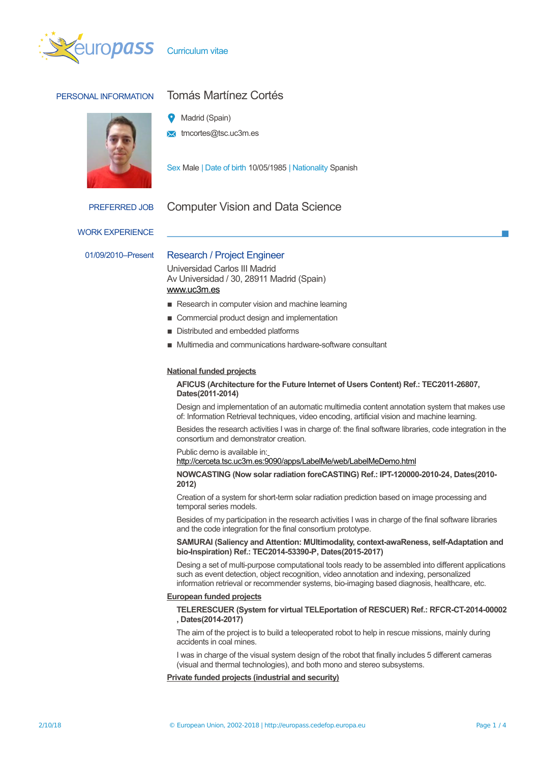Curriculum vitae

## PERSONAL INFORMATION

# Tomás Martínez Cortés

Madrid (Spain)

tmcortes@tsc.uc3m.es

Sex Male | Date of birth 10/05/1985 | Nationality Spanish

## PREFERRED JOB

Computer Vision and Data Science

## WORK EXPERIENCE

01/09/2010–Present

### Research / Project Engineer

Universidad Carlos III Madrid
Av Universidad / 30, 28911 Madrid (Spain)
www.uc3m.es

- Research in computer vision and machine learning
- Commercial product design and implementation
- Distributed and embedded platforms
- Multimedia and communications hardware-software consultant

**National funded projects**

**AFICUS (Architecture for the Future Internet of Users Content) Ref.: TEC2011-26807, Dates(2011-2014)**

Design and implementation of an automatic multimedia content annotation system that makes use of: Information Retrieval techniques, video encoding, artificial vision and machine learning.

Besides the research activities I was in charge of: the final software libraries, code integration in the consortium and demonstrator creation.

Public demo is available in:
http://cerceta.tsc.uc3m.es:9090/apps/LabelMe/web/LabelMeDemo.html

**NOWCASTING (Now solar radiation foreCASTING) Ref.: IPT-120000-2010-24, Dates(2010-2012)**

Creation of a system for short-term solar radiation prediction based on image processing and temporal series models.

Besides of my participation in the research activities I was in charge of the final software libraries and the code integration for the final consortium prototype.

**SAMURAI (Saliency and Attention: MUltimodality, context-awaReness, self-Adaptation and bio-Inspiration) Ref.: TEC2014-53390-P, Dates(2015-2017)**

Desing a set of multi-purpose computational tools ready to be assembled into different applications such as event detection, object recognition, video annotation and indexing, personalized information retrieval or recommender systems, bio-imaging based diagnosis, healthcare, etc.

**European funded projects**

**TELERESCUER (System for virtual TELEportation of RESCUER) Ref.: RFCR-CT-2014-00002 , Dates(2014-2017)**

The aim of the project is to build a teleoperated robot to help in rescue missions, mainly during accidents in coal mines.

I was in charge of the visual system design of the robot that finally includes 5 different cameras (visual and thermal technologies), and both mono and stereo subsystems.

**Private funded projects (industrial and security)**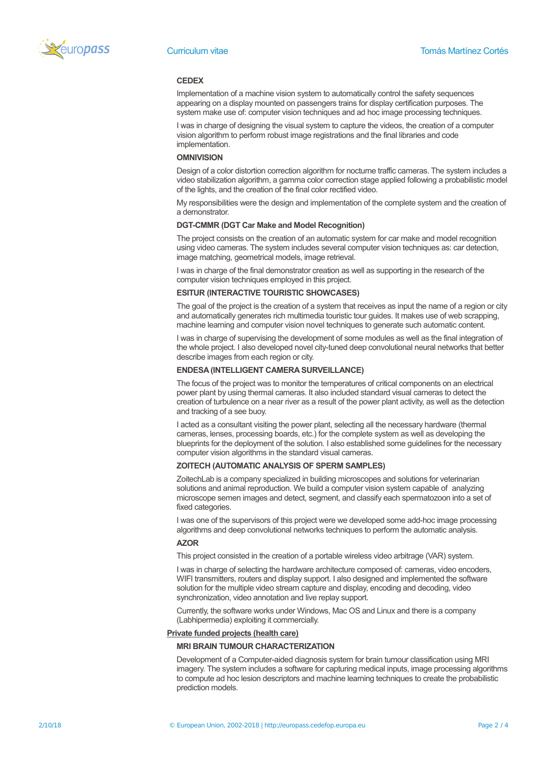**CEDEX**

Implementation of a machine vision system to automatically control the safety sequences appearing on a display mounted on passengers trains for display certification purposes. The system make use of: computer vision techniques and ad hoc image processing techniques.

I was in charge of designing the visual system to capture the videos, the creation of a computer vision algorithm to perform robust image registrations and the final libraries and code implementation.

**OMNIVISION**

Design of a color distortion correction algorithm for nocturne traffic cameras. The system includes a video stabilization algorithm, a gamma color correction stage applied following a probabilistic model of the lights, and the creation of the final color rectified video.

My responsibilities were the design and implementation of the complete system and the creation of a demonstrator.

**DGT-CMMR (DGT Car Make and Model Recognition)**

The project consists on the creation of an automatic system for car make and model recognition using video cameras. The system includes several computer vision techniques as: car detection, image matching, geometrical models, image retrieval.

I was in charge of the final demonstrator creation as well as supporting in the research of the computer vision techniques employed in this project.

**ESITUR (INTERACTIVE TOURISTIC SHOWCASES)**

The goal of the project is the creation of a system that receives as input the name of a region or city and automatically generates rich multimedia touristic tour guides. It makes use of web scrapping, machine learning and computer vision novel techniques to generate such automatic content.

I was in charge of supervising the development of some modules as well as the final integration of the whole project. I also developed novel city-tuned deep convolutional neural networks that better describe images from each region or city.

**ENDESA (INTELLIGENT CAMERA SURVEILLANCE)**

The focus of the project was to monitor the temperatures of critical components on an electrical power plant by using thermal cameras. It also included standard visual cameras to detect the creation of turbulence on a near river as a result of the power plant activity, as well as the detection and tracking of a see buoy.

I acted as a consultant visiting the power plant, selecting all the necessary hardware (thermal cameras, lenses, processing boards, etc.) for the complete system as well as developing the blueprints for the deployment of the solution. I also established some guidelines for the necessary computer vision algorithms in the standard visual cameras.

**ZOITECH (AUTOMATIC ANALYSIS OF SPERM SAMPLES)**

ZoitechLab is a company specialized in building microscopes and solutions for veterinarian solutions and animal reproduction. We build a computer vision system capable of analyzing microscope semen images and detect, segment, and classify each spermatozoon into a set of fixed categories.

I was one of the supervisors of this project were we developed some add-hoc image processing algorithms and deep convolutional networks techniques to perform the automatic analysis.

**AZOR**

This project consisted in the creation of a portable wireless video arbitrage (VAR) system.

I was in charge of selecting the hardware architecture composed of: cameras, video encoders, WIFI transmitters, routers and display support. I also designed and implemented the software solution for the multiple video stream capture and display, encoding and decoding, video synchronization, video annotation and live replay support.

Currently, the software works under Windows, Mac OS and Linux and there is a company (Labhipermedia) exploiting it commercially.

<u>Private funded projects (health care)</u>

**MRI BRAIN TUMOUR CHARACTERIZATION**

Development of a Computer-aided diagnosis system for brain tumour classification using MRI imagery. The system includes a software for capturing medical inputs, image processing algorithms to compute ad hoc lesion descriptors and machine learning techniques to create the probabilistic prediction models.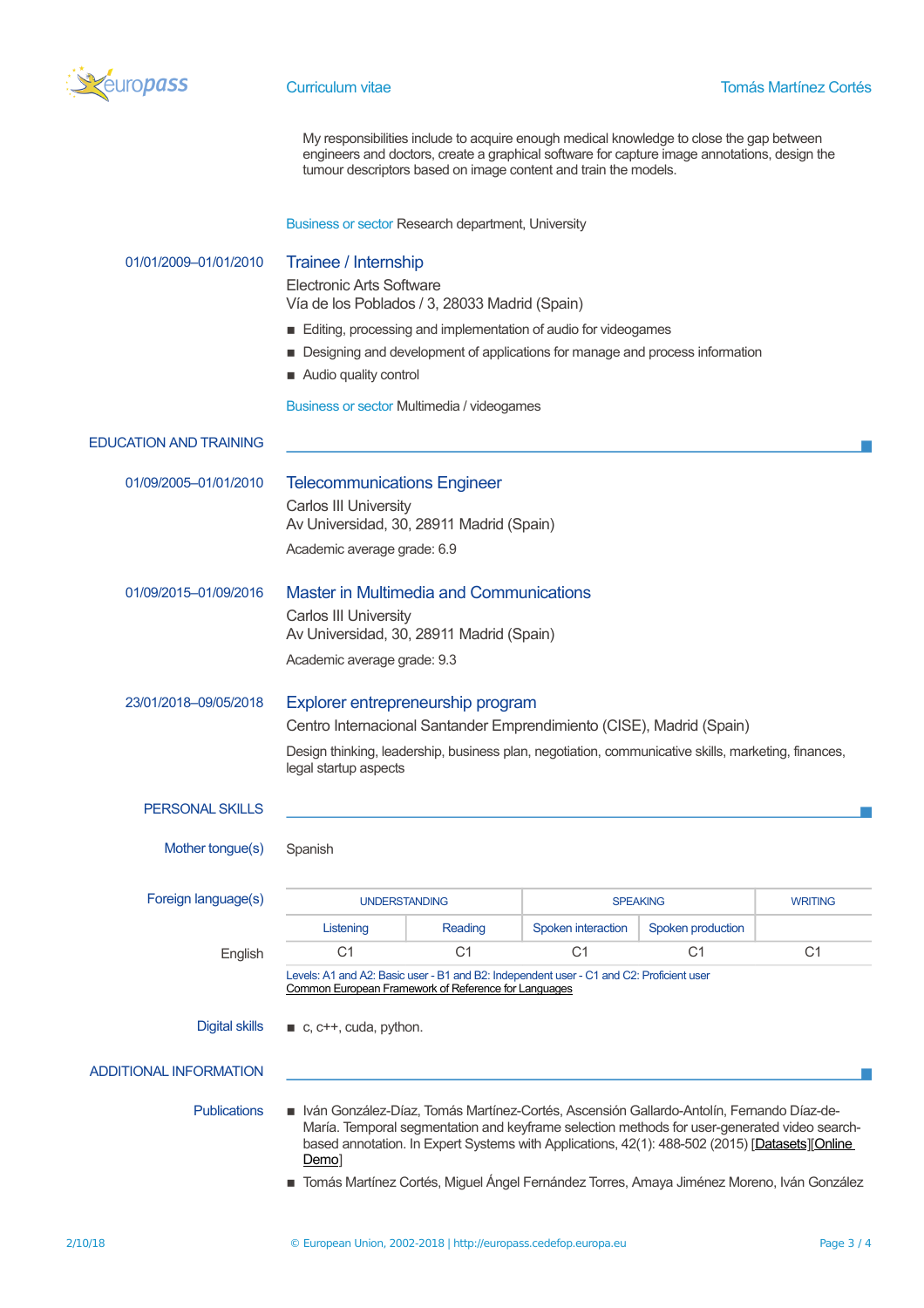My responsibilities include to acquire enough medical knowledge to close the gap between engineers and doctors, create a graphical software for capture image annotations, design the tumour descriptors based on image content and train the models.

Business or sector Research department, University

01/01/2009–01/01/2010

### Trainee / Internship

Electronic Arts Software
Vía de los Poblados / 3, 28033 Madrid (Spain)

- Editing, processing and implementation of audio for videogames
- Designing and development of applications for manage and process information
- Audio quality control

Business or sector Multimedia / videogames

## EDUCATION AND TRAINING

01/09/2005–01/01/2010

### Telecommunications Engineer

Carlos III University
Av Universidad, 30, 28911 Madrid (Spain)

Academic average grade: 6.9

01/09/2015–01/09/2016

### Master in Multimedia and Communications

Carlos III University
Av Universidad, 30, 28911 Madrid (Spain)

Academic average grade: 9.3

23/01/2018–09/05/2018

### Explorer entrepreneurship program

Centro Internacional Santander Emprendimiento (CISE), Madrid (Spain)

Design thinking, leadership, business plan, negotiation, communicative skills, marketing, finances, legal startup aspects

## PERSONAL SKILLS

Mother tongue(s) Spanish

Foreign language(s)

| | UNDERSTANDING | | SPEAKING | | WRITING |
|---|---|---|---|---|---|
| | Listening | Reading | Spoken interaction | Spoken production | |
| English | C1 | C1 | C1 | C1 | C1 |

Levels: A1 and A2: Basic user - B1 and B2: Independent user - C1 and C2: Proficient user
Common European Framework of Reference for Languages

Digital skills

- c, c++, cuda, python.

## ADDITIONAL INFORMATION

Publications

- Iván González-Díaz, Tomás Martínez-Cortés, Ascensión Gallardo-Antolín, Fernando Díaz-de-María. Temporal segmentation and keyframe selection methods for user-generated video search-based annotation. In Expert Systems with Applications, 42(1): 488-502 (2015) [Datasets][Online Demo]
- Tomás Martínez Cortés, Miguel Ángel Fernández Torres, Amaya Jiménez Moreno, Iván González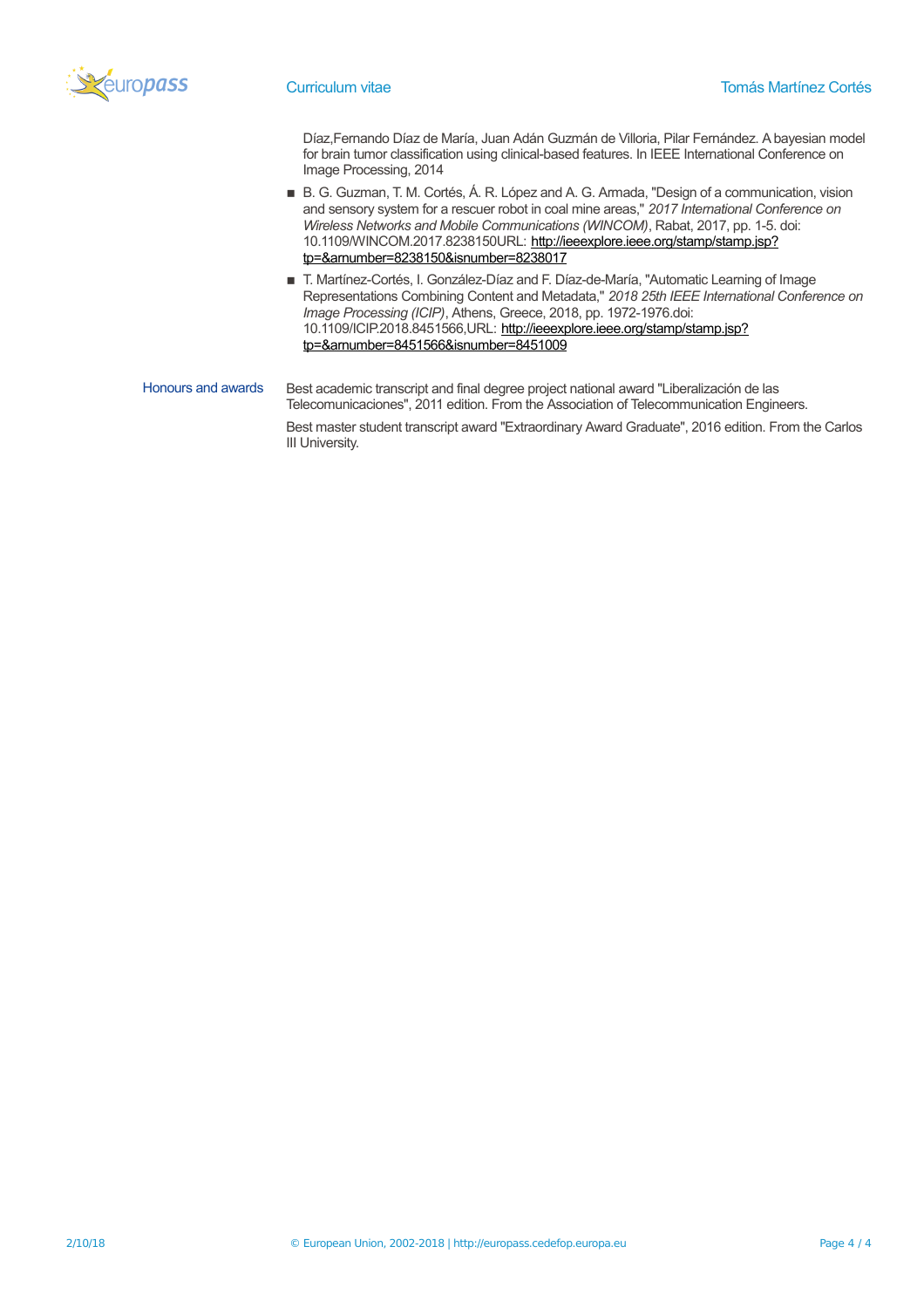Díaz,Fernando Díaz de María, Juan Adán Guzmán de Villoria, Pilar Fernández. A bayesian model for brain tumor classification using clinical-based features. In IEEE International Conference on Image Processing, 2014

- B. G. Guzman, T. M. Cortés, Á. R. López and A. G. Armada, "Design of a communication, vision and sensory system for a rescuer robot in coal mine areas," *2017 International Conference on Wireless Networks and Mobile Communications (WINCOM)*, Rabat, 2017, pp. 1-5. doi: 10.1109/WINCOM.2017.8238150URL: http://ieeexplore.ieee.org/stamp/stamp.jsp?tp=&arnumber=8238150&isnumber=8238017
- T. Martínez-Cortés, I. González-Díaz and F. Díaz-de-María, "Automatic Learning of Image Representations Combining Content and Metadata," *2018 25th IEEE International Conference on Image Processing (ICIP)*, Athens, Greece, 2018, pp. 1972-1976.doi: 10.1109/ICIP.2018.8451566,URL: http://ieeexplore.ieee.org/stamp/stamp.jsp?tp=&arnumber=8451566&isnumber=8451009

## Honours and awards

Best academic transcript and final degree project national award "Liberalización de las Telecomunicaciones", 2011 edition. From the Association of Telecommunication Engineers.

Best master student transcript award "Extraordinary Award Graduate", 2016 edition. From the Carlos III University.